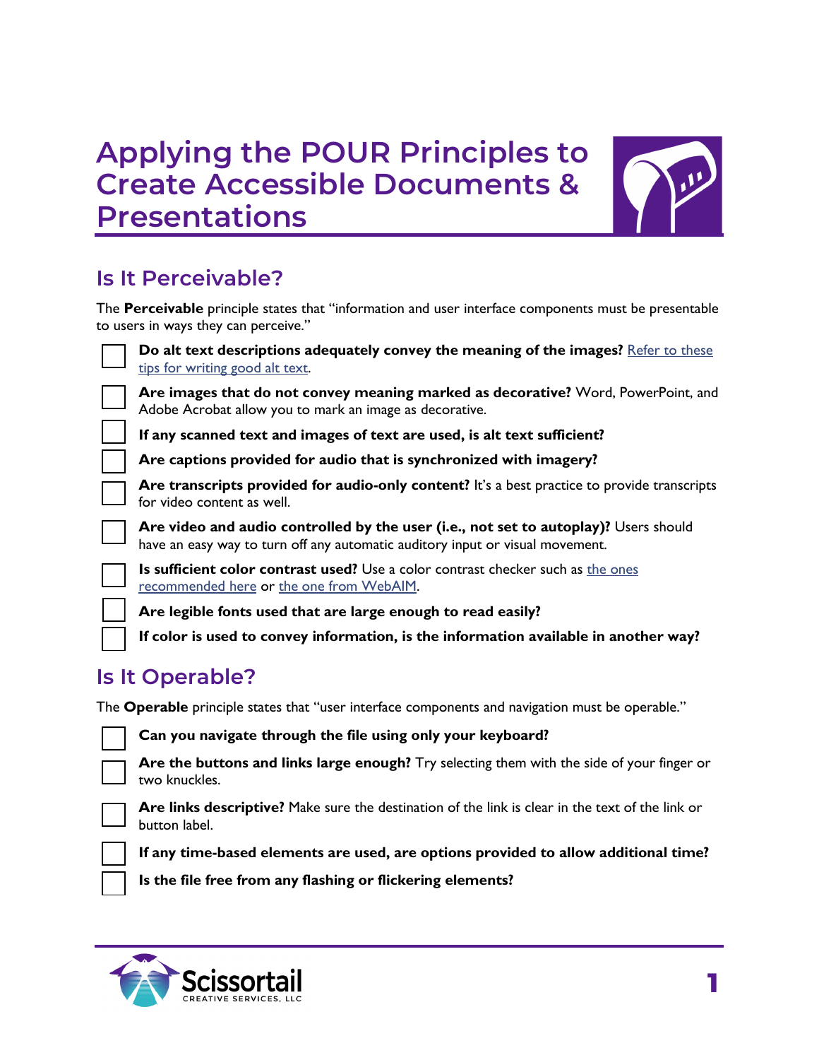# Applying the POUR Principles to Create Accessible Documents & Presentations

## Is It Perceivable?

The **Perceivable** principle states that "information and user interface components must be presentable to users in ways they can perceive."

- [ ] **Do alt text descriptions adequately convey the meaning of the images?** [Refer to these tips for writing good alt text](#).
- [ ] **Are images that do not convey meaning marked as decorative?** Word, PowerPoint, and Adobe Acrobat allow you to mark an image as decorative.
- [ ] **If any scanned text and images of text are used, is alt text sufficient?**
- [ ] **Are captions provided for audio that is synchronized with imagery?**
- [ ] **Are transcripts provided for audio-only content?** It's a best practice to provide transcripts for video content as well.
- [ ] **Are video and audio controlled by the user (i.e., not set to autoplay)?** Users should have an easy way to turn off any automatic auditory input or visual movement.
- [ ] **Is sufficient color contrast used?** Use a color contrast checker such as [the ones recommended here](#) or [the one from WebAIM](#).
- [ ] **Are legible fonts used that are large enough to read easily?**
- [ ] **If color is used to convey information, is the information available in another way?**

## Is It Operable?

The **Operable** principle states that "user interface components and navigation must be operable."

- [ ] **Can you navigate through the file using only your keyboard?**
- [ ] **Are the buttons and links large enough?** Try selecting them with the side of your finger or two knuckles.
- [ ] **Are links descriptive?** Make sure the destination of the link is clear in the text of the link or button label.
- [ ] **If any time-based elements are used, are options provided to allow additional time?**
- [ ] **Is the file free from any flashing or flickering elements?**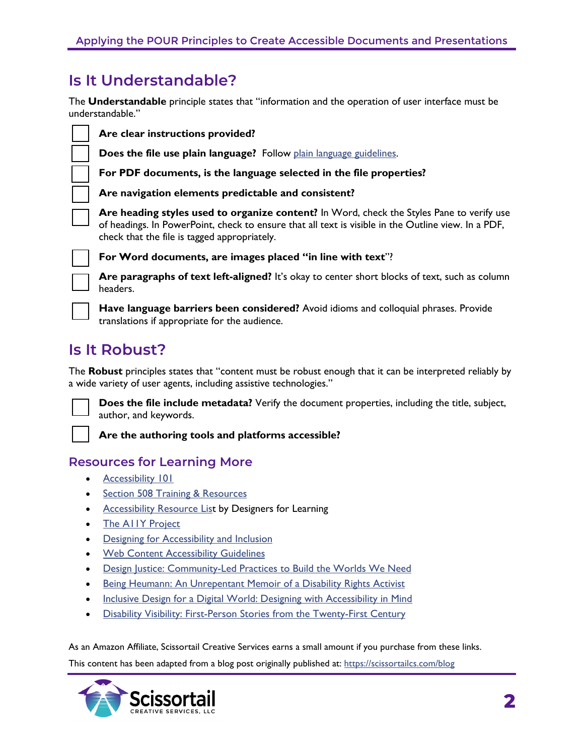## Is It Understandable?

The **Understandable** principle states that "information and the operation of user interface must be understandable."

- [ ] **Are clear instructions provided?**
- [ ] **Does the file use plain language?** Follow [plain language guidelines](#).
- [ ] **For PDF documents, is the language selected in the file properties?**
- [ ] **Are navigation elements predictable and consistent?**
- [ ] **Are heading styles used to organize content?** In Word, check the Styles Pane to verify use of headings. In PowerPoint, check to ensure that all text is visible in the Outline view. In a PDF, check that the file is tagged appropriately.
- [ ] **For Word documents, are images placed "in line with text"?**
- [ ] **Are paragraphs of text left-aligned?** It's okay to center short blocks of text, such as column headers.
- [ ] **Have language barriers been considered?** Avoid idioms and colloquial phrases. Provide translations if appropriate for the audience.

## Is It Robust?

The **Robust** principles states that "content must be robust enough that it can be interpreted reliably by a wide variety of user agents, including assistive technologies."

- [ ] **Does the file include metadata?** Verify the document properties, including the title, subject, author, and keywords.
- [ ] **Are the authoring tools and platforms accessible?**

### Resources for Learning More

- [Accessibility 101](#)
- [Section 508 Training & Resources](#)
- [Accessibility Resource List](#) by Designers for Learning
- [The A11Y Project](#)
- [Designing for Accessibility and Inclusion](#)
- [Web Content Accessibility Guidelines](#)
- [Design Justice: Community-Led Practices to Build the Worlds We Need](#)
- [Being Heumann: An Unrepentant Memoir of a Disability Rights Activist](#)
- [Inclusive Design for a Digital World: Designing with Accessibility in Mind](#)
- [Disability Visibility: First-Person Stories from the Twenty-First Century](#)

As an Amazon Affiliate, Scissortail Creative Services earns a small amount if you purchase from these links.

This content has been adapted from a blog post originally published at: https://scissortailcs.com/blog